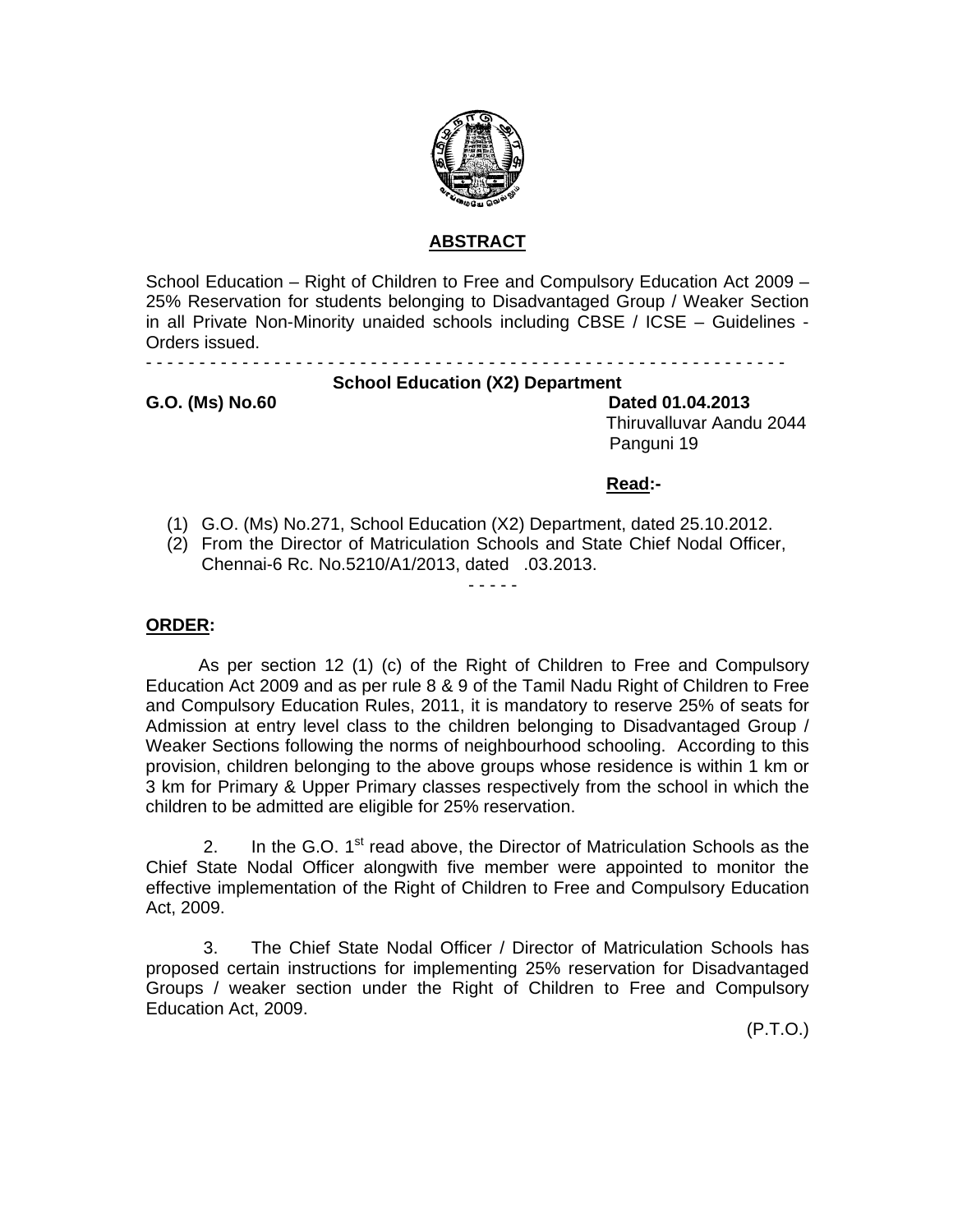## ABSTRACT

School Education – Right of Children to Free and Compulsory Education Act 2009 – 25% Reservation for students belonging to Disadvantaged Group / Weaker Section in all Private Non-Minority unaided schools including CBSE / ICSE – Guidelines - Orders issued.

- - - - - - - - - - - - - - - - - - - - - - - - - - - - - - - - - - - - - - - - - - - - - - - - - - - - - - - - - - - -

**School Education (X2) Department**

**G.O. (Ms) No.60** **Dated 01.04.2013**
Thiruvalluvar Aandu 2044
Panguni 19

**Read:-**

1. G.O. (Ms) No.271, School Education (X2) Department, dated 25.10.2012.
2. From the Director of Matriculation Schools and State Chief Nodal Officer, Chennai-6 Rc. No.5210/A1/2013, dated .03.2013.

- - - - -

**ORDER:**

As per section 12 (1) (c) of the Right of Children to Free and Compulsory Education Act 2009 and as per rule 8 & 9 of the Tamil Nadu Right of Children to Free and Compulsory Education Rules, 2011, it is mandatory to reserve 25% of seats for Admission at entry level class to the children belonging to Disadvantaged Group / Weaker Sections following the norms of neighbourhood schooling. According to this provision, children belonging to the above groups whose residence is within 1 km or 3 km for Primary & Upper Primary classes respectively from the school in which the children to be admitted are eligible for 25% reservation.

2. In the G.O. 1st read above, the Director of Matriculation Schools as the Chief State Nodal Officer alongwith five member were appointed to monitor the effective implementation of the Right of Children to Free and Compulsory Education Act, 2009.

3. The Chief State Nodal Officer / Director of Matriculation Schools has proposed certain instructions for implementing 25% reservation for Disadvantaged Groups / weaker section under the Right of Children to Free and Compulsory Education Act, 2009.

(P.T.O.)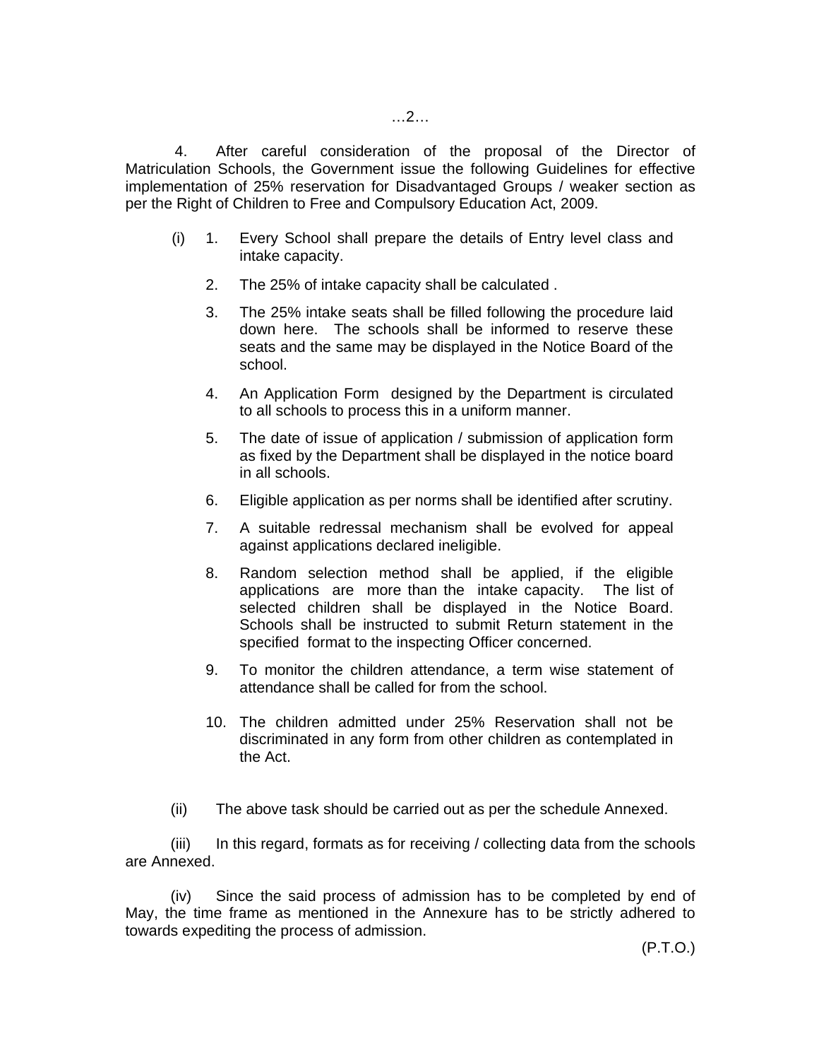4. After careful consideration of the proposal of the Director of Matriculation Schools, the Government issue the following Guidelines for effective implementation of 25% reservation for Disadvantaged Groups / weaker section as per the Right of Children to Free and Compulsory Education Act, 2009.

(i)

1. Every School shall prepare the details of Entry level class and intake capacity.
2. The 25% of intake capacity shall be calculated .
3. The 25% intake seats shall be filled following the procedure laid down here. The schools shall be informed to reserve these seats and the same may be displayed in the Notice Board of the school.
4. An Application Form designed by the Department is circulated to all schools to process this in a uniform manner.
5. The date of issue of application / submission of application form as fixed by the Department shall be displayed in the notice board in all schools.
6. Eligible application as per norms shall be identified after scrutiny.
7. A suitable redressal mechanism shall be evolved for appeal against applications declared ineligible.
8. Random selection method shall be applied, if the eligible applications are more than the intake capacity. The list of selected children shall be displayed in the Notice Board. Schools shall be instructed to submit Return statement in the specified format to the inspecting Officer concerned.
9. To monitor the children attendance, a term wise statement of attendance shall be called for from the school.
10. The children admitted under 25% Reservation shall not be discriminated in any form from other children as contemplated in the Act.

(ii) The above task should be carried out as per the schedule Annexed.

(iii) In this regard, formats as for receiving / collecting data from the schools are Annexed.

(iv) Since the said process of admission has to be completed by end of May, the time frame as mentioned in the Annexure has to be strictly adhered to towards expediting the process of admission.

(P.T.O.)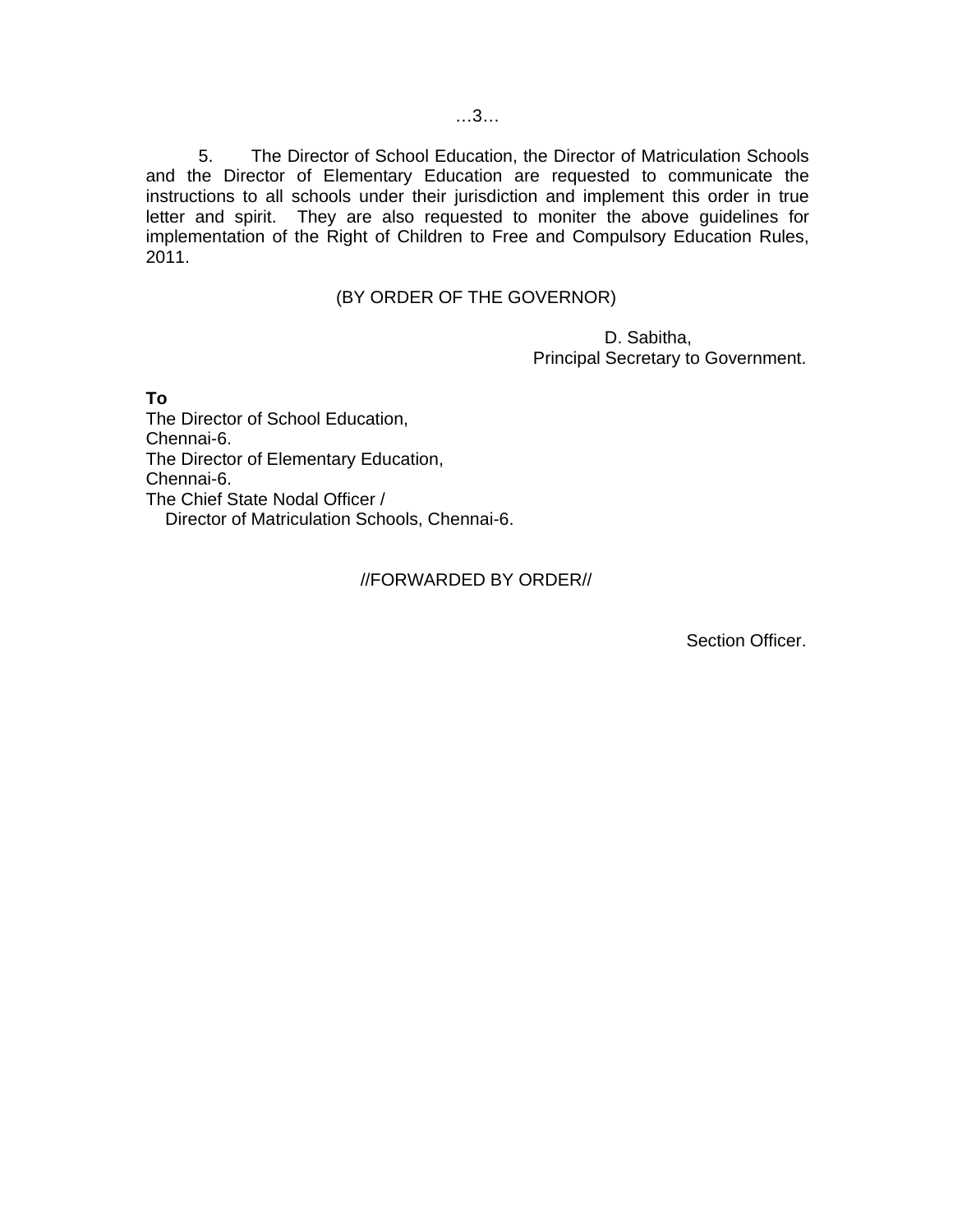5. The Director of School Education, the Director of Matriculation Schools and the Director of Elementary Education are requested to communicate the instructions to all schools under their jurisdiction and implement this order in true letter and spirit. They are also requested to moniter the above guidelines for implementation of the Right of Children to Free and Compulsory Education Rules, 2011.

(BY ORDER OF THE GOVERNOR)

D. Sabitha,
Principal Secretary to Government.

**To**
The Director of School Education,
Chennai-6.
The Director of Elementary Education,
Chennai-6.
The Chief State Nodal Officer /
Director of Matriculation Schools, Chennai-6.

//FORWARDED BY ORDER//

Section Officer.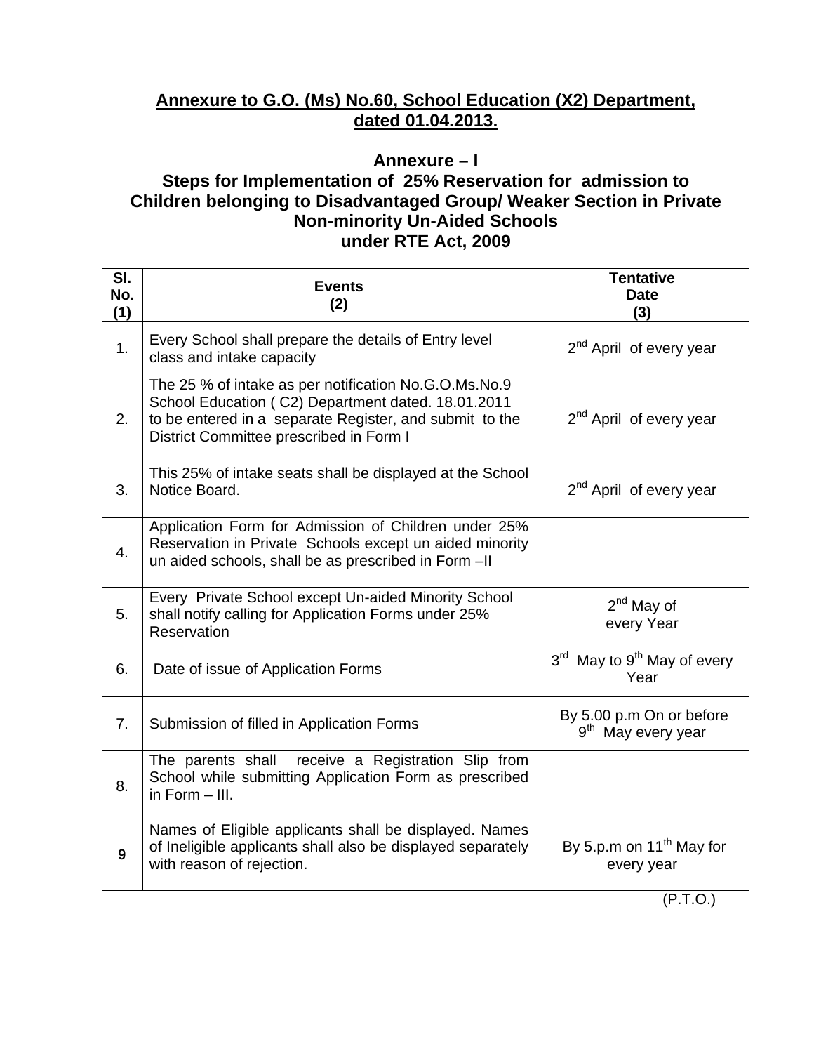**Annexure to G.O. (Ms) No.60, School Education (X2) Department, dated 01.04.2013.**

## Annexure – I
## Steps for Implementation of 25% Reservation for admission to Children belonging to Disadvantaged Group/ Weaker Section in Private Non-minority Un-Aided Schools under RTE Act, 2009

| Sl. No. (1) | Events (2) | Tentative Date (3) |
|---|---|---|
| 1. | Every School shall prepare the details of Entry level class and intake capacity | 2nd April of every year |
| 2. | The 25 % of intake as per notification No.G.O.Ms.No.9 School Education ( C2) Department dated. 18.01.2011 to be entered in a separate Register, and submit to the District Committee prescribed in Form I | 2nd April of every year |
| 3. | This 25% of intake seats shall be displayed at the School Notice Board. | 2nd April of every year |
| 4. | Application Form for Admission of Children under 25% Reservation in Private Schools except un aided minority un aided schools, shall be as prescribed in Form –II | |
| 5. | Every Private School except Un-aided Minority School shall notify calling for Application Forms under 25% Reservation | 2nd May of every Year |
| 6. | Date of issue of Application Forms | 3rd May to 9th May of every Year |
| 7. | Submission of filled in Application Forms | By 5.00 p.m On or before 9th May every year |
| 8. | The parents shall receive a Registration Slip from School while submitting Application Form as prescribed in Form – III. | |
| 9 | Names of Eligible applicants shall be displayed. Names of Ineligible applicants shall also be displayed separately with reason of rejection. | By 5.p.m on 11th May for every year |

(P.T.O.)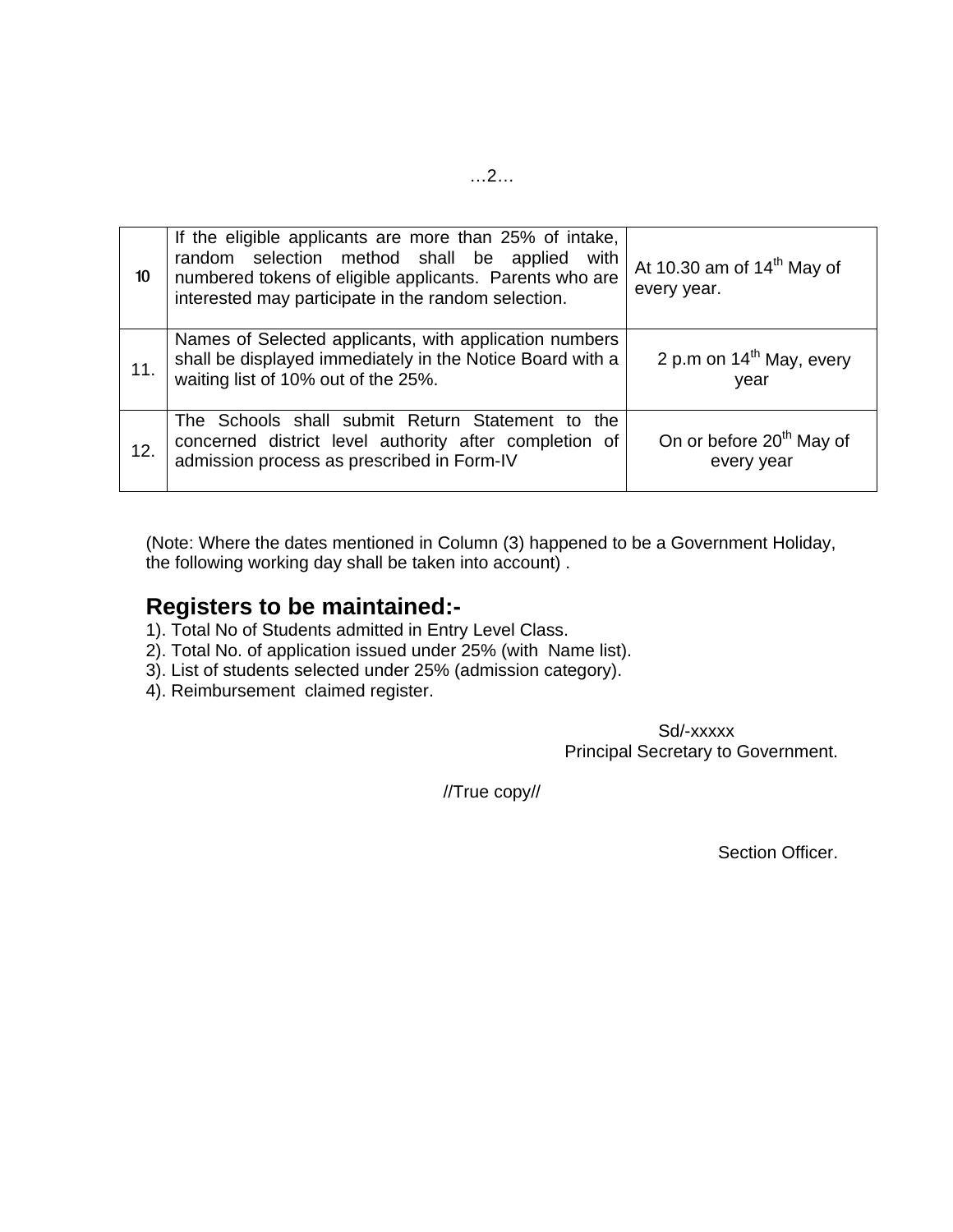| | | |
|---|---|---|
| 10 | If the eligible applicants are more than 25% of intake, random selection method shall be applied with numbered tokens of eligible applicants. Parents who are interested may participate in the random selection. | At 10.30 am of 14th May of every year. |
| 11. | Names of Selected applicants, with application numbers shall be displayed immediately in the Notice Board with a waiting list of 10% out of the 25%. | 2 p.m on 14th May, every year |
| 12. | The Schools shall submit Return Statement to the concerned district level authority after completion of admission process as prescribed in Form-IV | On or before 20th May of every year |

(Note: Where the dates mentioned in Column (3) happened to be a Government Holiday, the following working day shall be taken into account) .

## Registers to be maintained:-

1). Total No of Students admitted in Entry Level Class.
2). Total No. of application issued under 25% (with Name list).
3). List of students selected under 25% (admission category).
4). Reimbursement claimed register.

Sd/-xxxxx
Principal Secretary to Government.

//True copy//

Section Officer.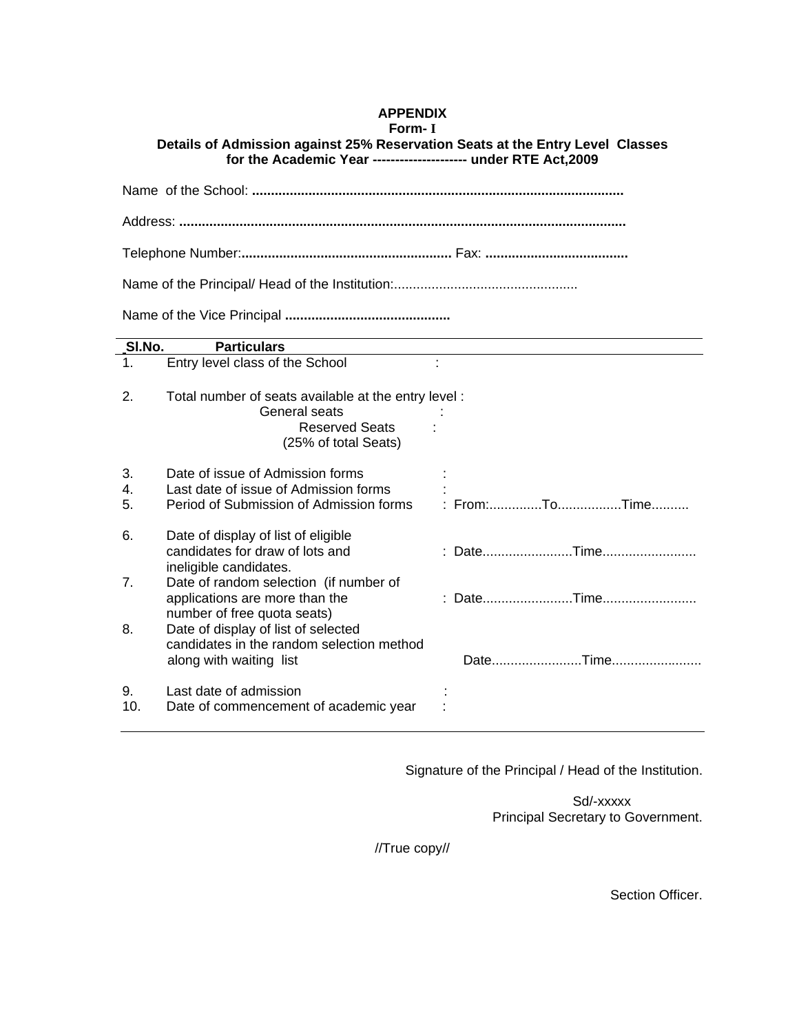**APPENDIX**

**Form- I**

**Details of Admission against 25% Reservation Seats at the Entry Level Classes for the Academic Year -------------------- under RTE Act,2009**

Name of the School: ..................................................................................................

Address: .....................................................................................................................

Telephone Number:........................................................ Fax: ......................................

Name of the Principal/ Head of the Institution:.................................................

Name of the Vice Principal ............................................

| Sl.No. | Particulars | |
|---|---|---|
| 1. | Entry level class of the School | : |
| 2. | Total number of seats available at the entry level :<br>General seats<br>Reserved Seats<br>(25% of total Seats) | <br>:<br>: |
| 3. | Date of issue of Admission forms | : |
| 4. | Last date of issue of Admission forms | : |
| 5. | Period of Submission of Admission forms | : From:..............To.................Time.......... |
| 6. | Date of display of list of eligible candidates for draw of lots and ineligible candidates. | : Date........................Time......................... |
| 7. | Date of random selection (if number of applications are more than the number of free quota seats) | : Date........................Time......................... |
| 8. | Date of display of list of selected candidates in the random selection method along with waiting list | Date........................Time........................ |
| 9. | Last date of admission | : |
| 10. | Date of commencement of academic year | : |

Signature of the Principal / Head of the Institution.

Sd/-xxxxx
Principal Secretary to Government.

//True copy//

Section Officer.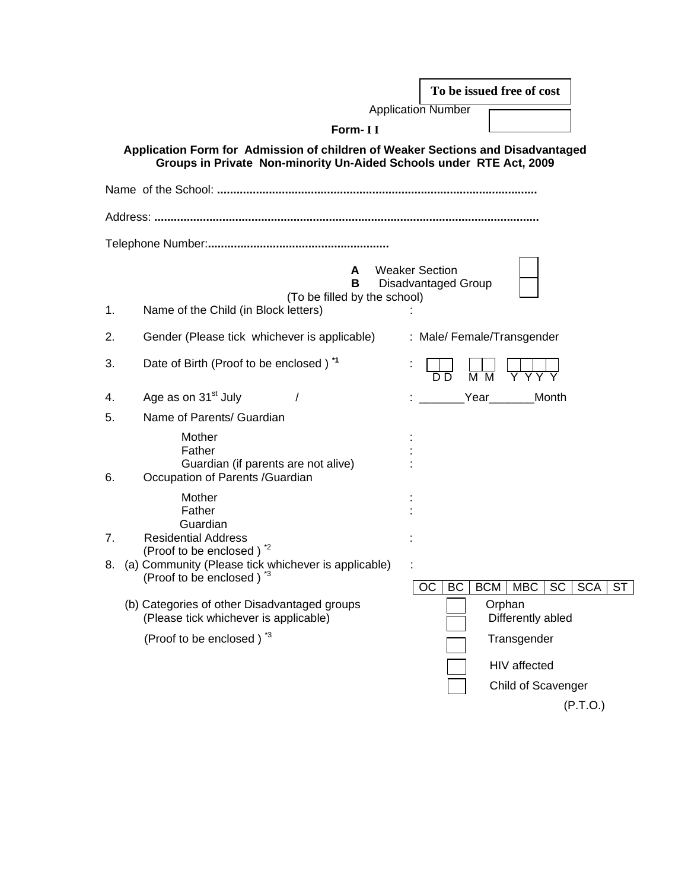**To be issued free of cost**

Application Number [ ]

**Form- I I**

**Application Form for Admission of children of Weaker Sections and Disadvantaged Groups in Private Non-minority Un-Aided Schools under RTE Act, 2009**

Name of the School: **...................................................................................................**

Address: **.......................................................................................................................**

Telephone Number:**.......................................................**

**A** Weaker Section [ ]
**B** Disadvantaged Group [ ]
(To be filled by the school)

1. Name of the Child (in Block letters) :

2. Gender (Please tick whichever is applicable) : Male/ Female/Transgender

3. Date of Birth (Proof to be enclosed ) [*1] : [ ][ ] [ ][ ] [ ][ ][ ][ ]
   D D M M Y Y Y Y

4. Age as on 31st July / : _______Year_______Month

5. Name of Parents/ Guardian
   - Mother :
   - Father :
   - Guardian (if parents are not alive) :

6. Occupation of Parents /Guardian
   - Mother :
   - Father :
   - Guardian

7. Residential Address :
   (Proof to be enclosed ) [*2]

8. (a) Community (Please tick whichever is applicable) :
   (Proof to be enclosed ) [*3]

| OC | BC | BCM | MBC | SC | SCA | ST |
|---|---|---|---|---|---|---|

   (b) Categories of other Disadvantaged groups
   (Please tick whichever is applicable)
   (Proof to be enclosed ) [*3]

   - [ ] Orphan
   - [ ] Differently abled
   - [ ] Transgender
   - [ ] HIV affected
   - [ ] Child of Scavenger

(P.T.O.)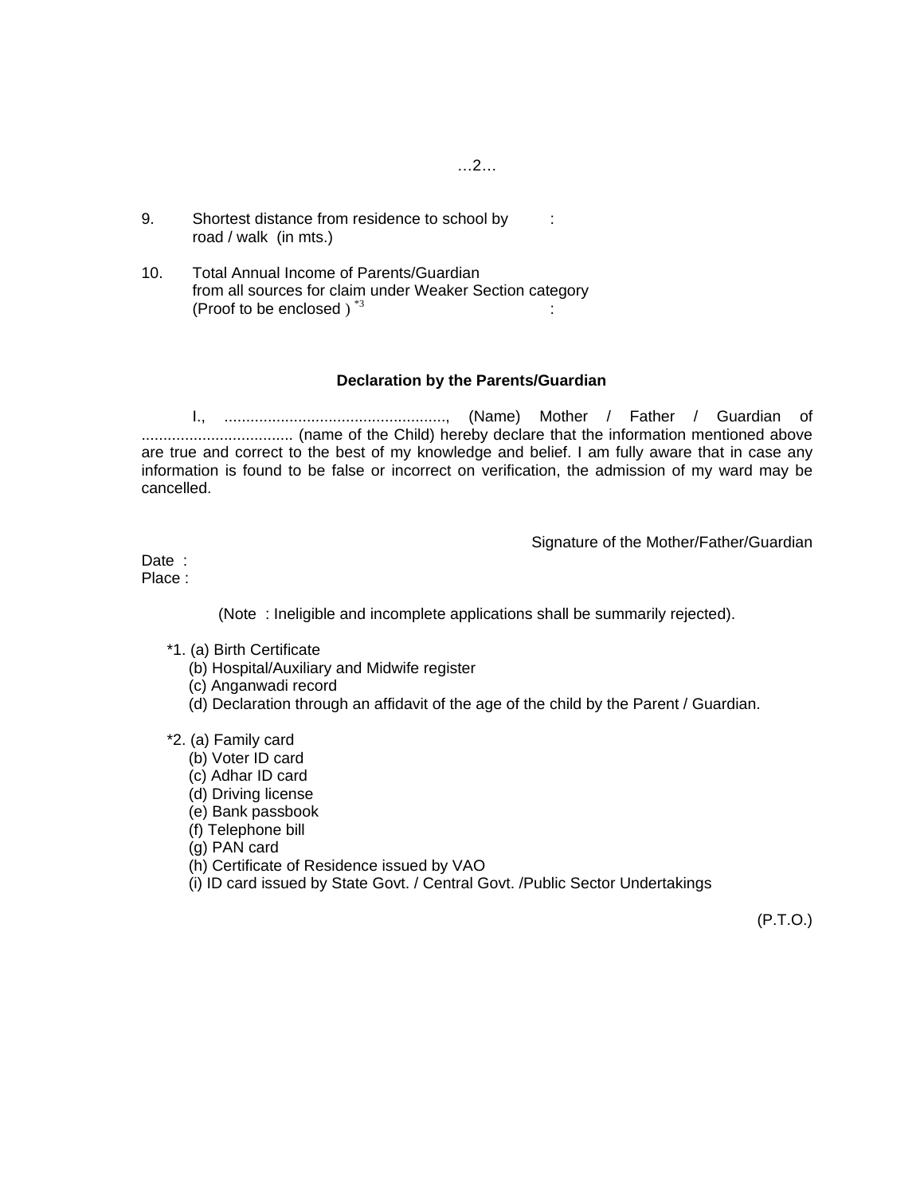…2…

9. Shortest distance from residence to school by road / walk (in mts.) :

10. Total Annual Income of Parents/Guardian from all sources for claim under Weaker Section category (Proof to be enclosed ) [*3] :

**Declaration by the Parents/Guardian**

I., ...................................................., (Name) Mother / Father / Guardian of .................................. (name of the Child) hereby declare that the information mentioned above are true and correct to the best of my knowledge and belief. I am fully aware that in case any information is found to be false or incorrect on verification, the admission of my ward may be cancelled.

Signature of the Mother/Father/Guardian

Date :
Place :

(Note : Ineligible and incomplete applications shall be summarily rejected).

*1. (a) Birth Certificate
(b) Hospital/Auxiliary and Midwife register
(c) Anganwadi record
(d) Declaration through an affidavit of the age of the child by the Parent / Guardian.

*2. (a) Family card
(b) Voter ID card
(c) Adhar ID card
(d) Driving license
(e) Bank passbook
(f) Telephone bill
(g) PAN card
(h) Certificate of Residence issued by VAO
(i) ID card issued by State Govt. / Central Govt. /Public Sector Undertakings

(P.T.O.)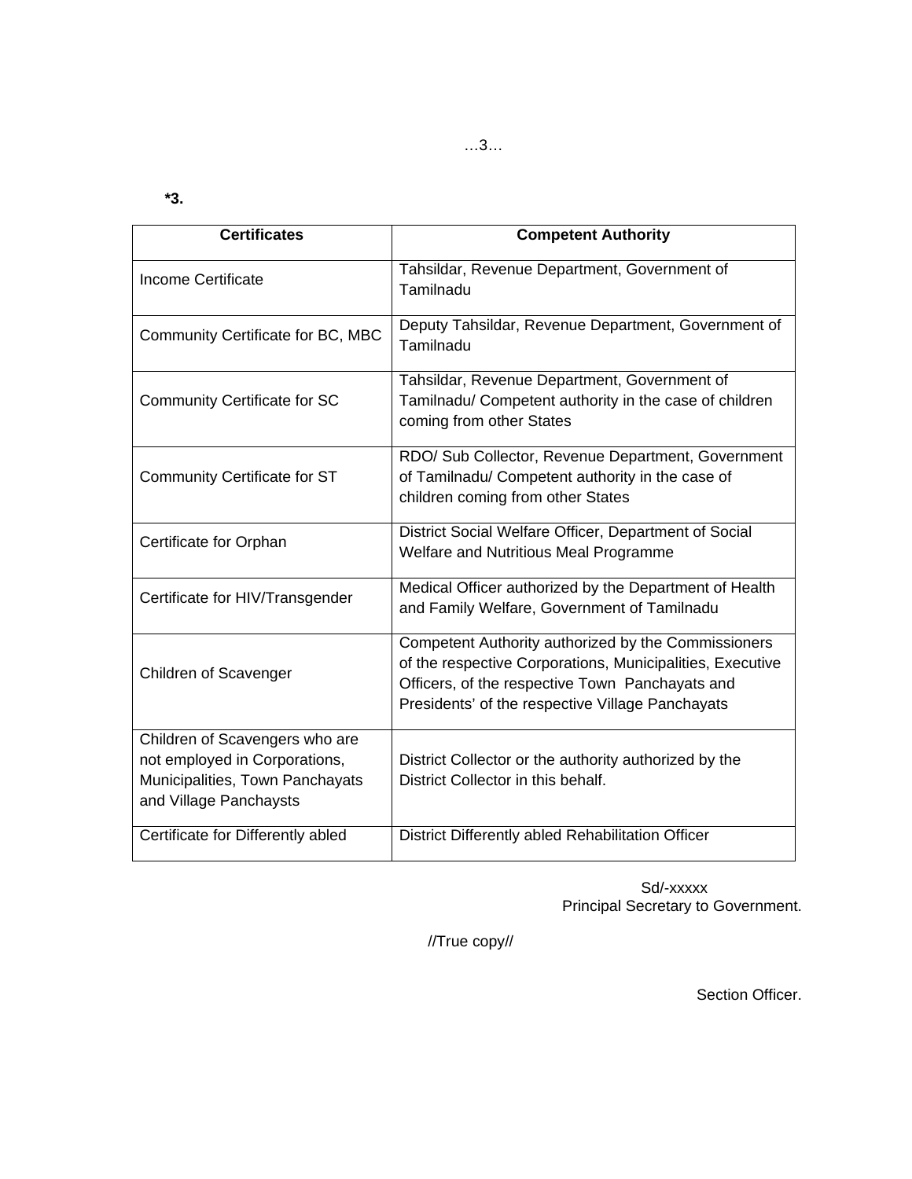**\*3.**

| Certificates | Competent Authority |
| --- | --- |
| Income Certificate | Tahsildar, Revenue Department, Government of Tamilnadu |
| Community Certificate for BC, MBC | Deputy Tahsildar, Revenue Department, Government of Tamilnadu |
| Community Certificate for SC | Tahsildar, Revenue Department, Government of Tamilnadu/ Competent authority in the case of children coming from other States |
| Community Certificate for ST | RDO/ Sub Collector, Revenue Department, Government of Tamilnadu/ Competent authority in the case of children coming from other States |
| Certificate for Orphan | District Social Welfare Officer, Department of Social Welfare and Nutritious Meal Programme |
| Certificate for HIV/Transgender | Medical Officer authorized by the Department of Health and Family Welfare, Government of Tamilnadu |
| Children of Scavenger | Competent Authority authorized by the Commissioners of the respective Corporations, Municipalities, Executive Officers, of the respective Town Panchayats and Presidents' of the respective Village Panchayats |
| Children of Scavengers who are not employed in Corporations, Municipalities, Town Panchayats and Village Panchaysts | District Collector or the authority authorized by the District Collector in this behalf. |
| Certificate for Differently abled | District Differently abled Rehabilitation Officer |

Sd/-xxxxx
Principal Secretary to Government.

//True copy//

Section Officer.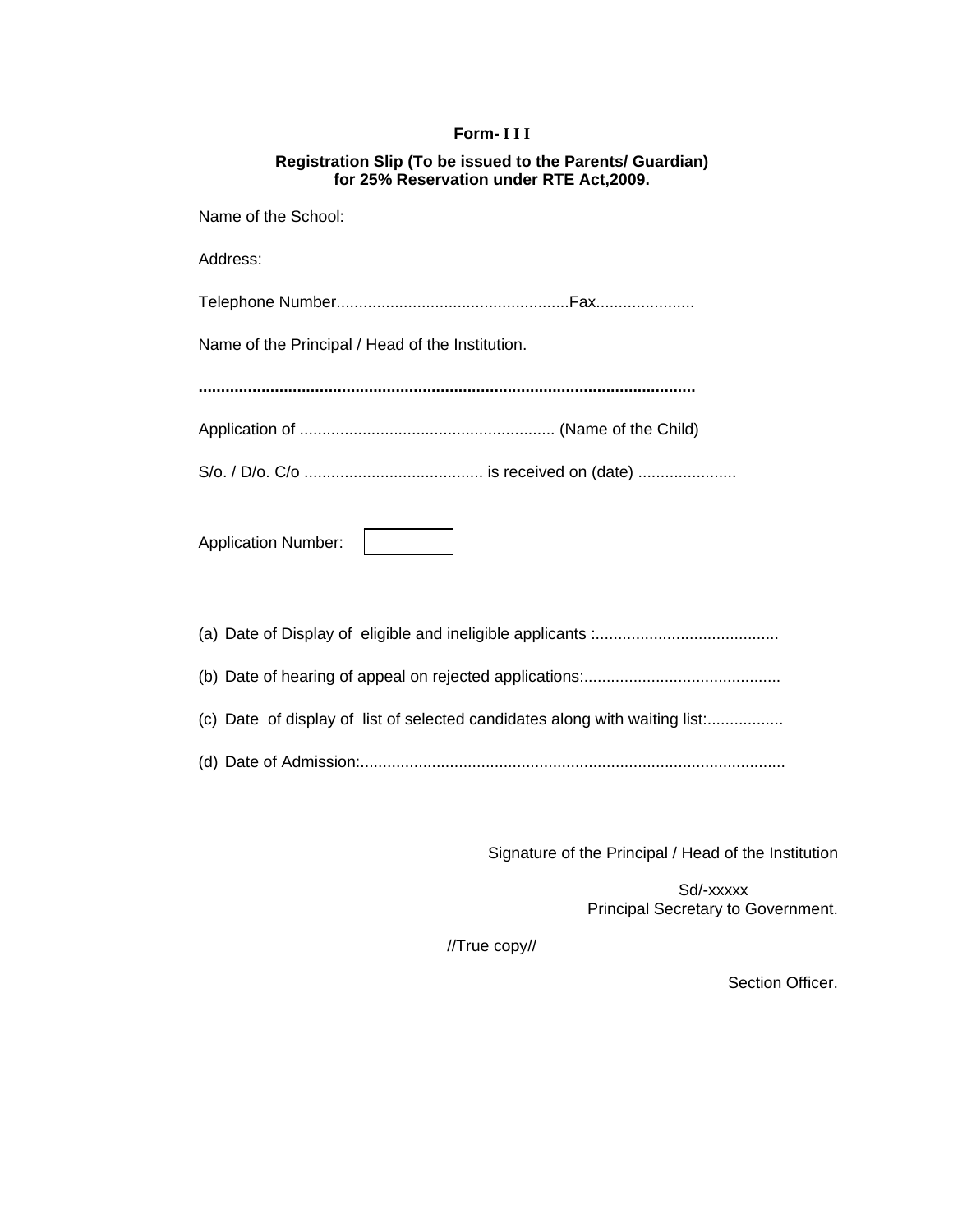**Form- I I I**

**Registration Slip (To be issued to the Parents/ Guardian) for 25% Reservation under RTE Act,2009.**

Name of the School:

Address:

Telephone Number....................................................Fax......................

Name of the Principal / Head of the Institution.

..............................................................................................................

Application of ......................................................... (Name of the Child)

S/o. / D/o. C/o ........................................ is received on (date) ......................

Application Number: [ ]

(a) Date of Display of eligible and ineligible applicants :.........................................

(b) Date of hearing of appeal on rejected applications:............................................

(c) Date of display of list of selected candidates along with waiting list:.................

(d) Date of Admission:...............................................................................................

Signature of the Principal / Head of the Institution

Sd/-xxxxx
Principal Secretary to Government.

//True copy//

Section Officer.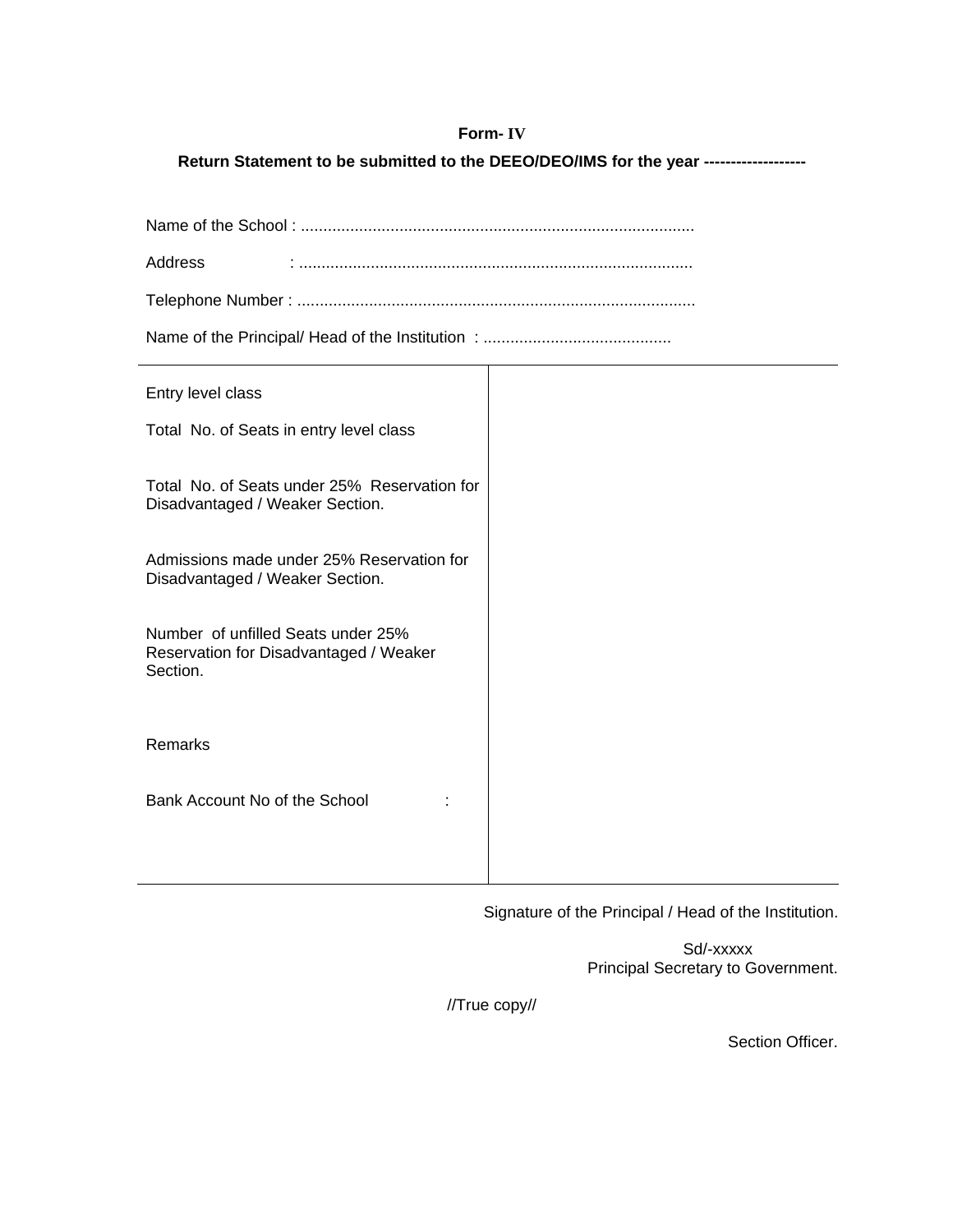**Form- IV**

**Return Statement to be submitted to the DEEO/DEO/IMS for the year -------------------**

Name of the School : ........................................................................................

Address : .......................................................................................

Telephone Number : .........................................................................................

Name of the Principal/ Head of the Institution : ..........................................

| | |
|---|---|
| Entry level class | |
| Total No. of Seats in entry level class | |
| Total No. of Seats under 25% Reservation for Disadvantaged / Weaker Section. | |
| Admissions made under 25% Reservation for Disadvantaged / Weaker Section. | |
| Number of unfilled Seats under 25% Reservation for Disadvantaged / Weaker Section. | |
| Remarks | |
| Bank Account No of the School : | |

Signature of the Principal / Head of the Institution.

Sd/-xxxxx
Principal Secretary to Government.

//True copy//

Section Officer.